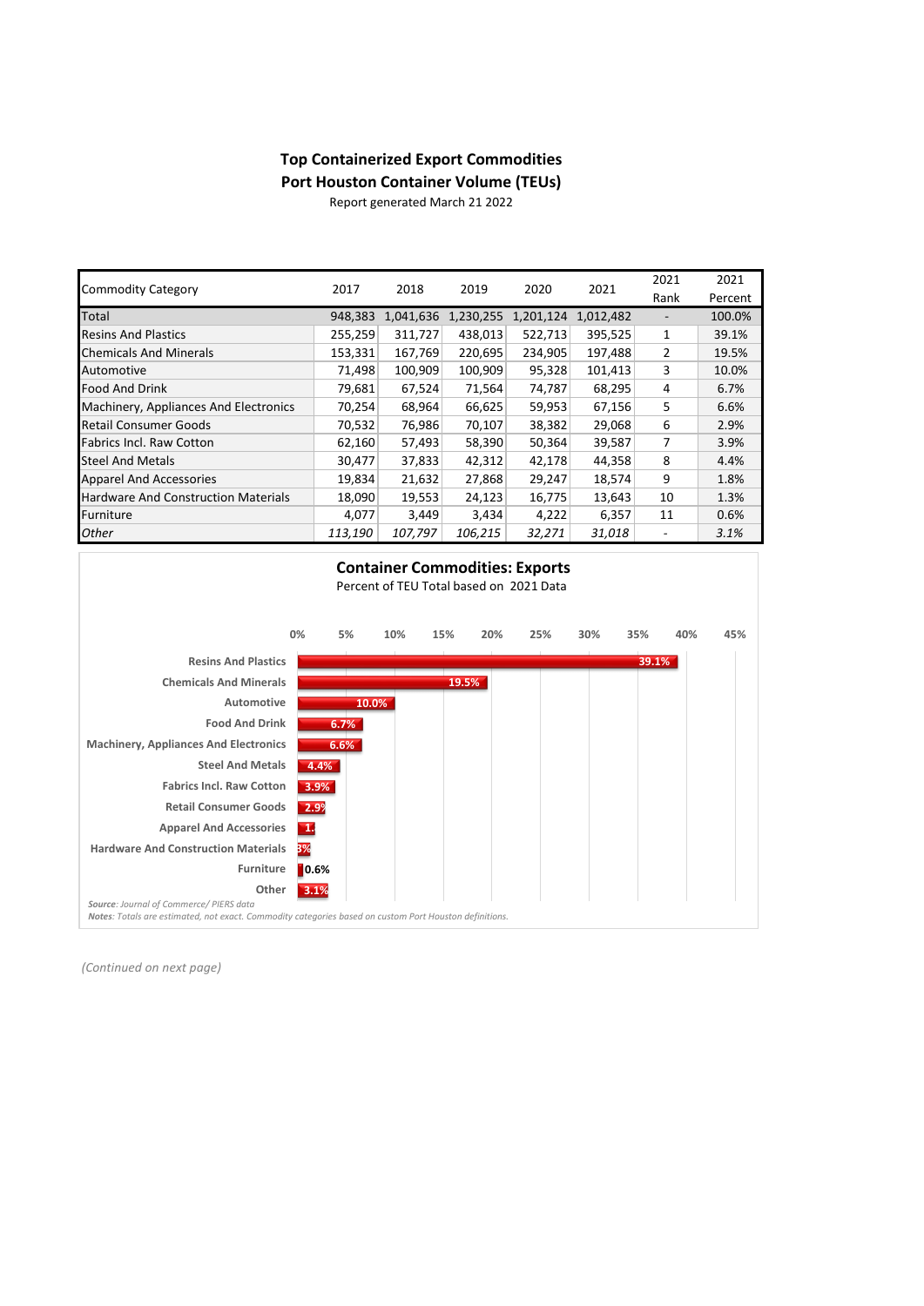**Top Containerized Export Commodities**

**Port Houston Container Volume (TEUs)**

Report generated March 21 2022

| Commodity Category | 2017 | 2018 | 2019 | 2020 | 2021 | 2021 Rank | 2021 Percent |
|---|---|---|---|---|---|---|---|
| Total | 948,383 | 1,041,636 | 1,230,255 | 1,201,124 | 1,012,482 | - | 100.0% |
| Resins And Plastics | 255,259 | 311,727 | 438,013 | 522,713 | 395,525 | 1 | 39.1% |
| Chemicals And Minerals | 153,331 | 167,769 | 220,695 | 234,905 | 197,488 | 2 | 19.5% |
| Automotive | 71,498 | 100,909 | 100,909 | 95,328 | 101,413 | 3 | 10.0% |
| Food And Drink | 79,681 | 67,524 | 71,564 | 74,787 | 68,295 | 4 | 6.7% |
| Machinery, Appliances And Electronics | 70,254 | 68,964 | 66,625 | 59,953 | 67,156 | 5 | 6.6% |
| Retail Consumer Goods | 70,532 | 76,986 | 70,107 | 38,382 | 29,068 | 6 | 2.9% |
| Fabrics Incl. Raw Cotton | 62,160 | 57,493 | 58,390 | 50,364 | 39,587 | 7 | 3.9% |
| Steel And Metals | 30,477 | 37,833 | 42,312 | 42,178 | 44,358 | 8 | 4.4% |
| Apparel And Accessories | 19,834 | 21,632 | 27,868 | 29,247 | 18,574 | 9 | 1.8% |
| Hardware And Construction Materials | 18,090 | 19,553 | 24,123 | 16,775 | 13,643 | 10 | 1.3% |
| Furniture | 4,077 | 3,449 | 3,434 | 4,222 | 6,357 | 11 | 0.6% |
| *Other* | *113,190* | *107,797* | *106,215* | *32,271* | *31,018* | - | *3.1%* |

**Container Commodities: Exports**

Percent of TEU Total based on 2021 Data

| Commodity | Percent |
|---|---|
| Resins And Plastics | 39.1% |
| Chemicals And Minerals | 19.5% |
| Automotive | 10.0% |
| Food And Drink | 6.7% |
| Machinery, Appliances And Electronics | 6.6% |
| Steel And Metals | 4.4% |
| Fabrics Incl. Raw Cotton | 3.9% |
| Retail Consumer Goods | 2.9% |
| Apparel And Accessories | 1.8% |
| Hardware And Construction Materials | 1.3% |
| Furniture | 0.6% |
| Other | 3.1% |

***Source**: Journal of Commerce/ PIERS data*

***Notes**: Totals are estimated, not exact. Commodity categories based on custom Port Houston definitions.*

*(Continued on next page)*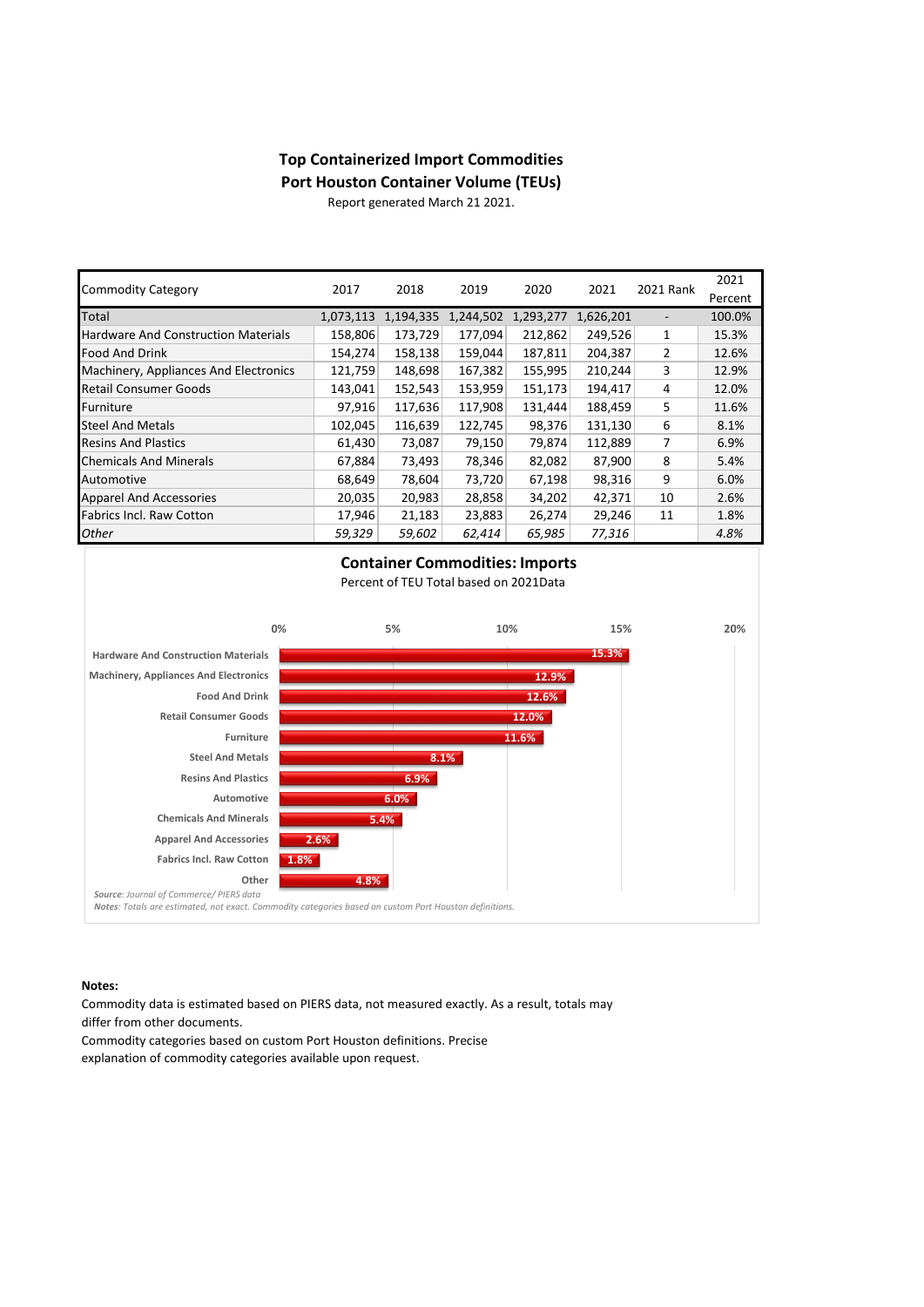# Top Containerized Import Commodities

## Port Houston Container Volume (TEUs)

Report generated March 21 2021.

| Commodity Category | 2017 | 2018 | 2019 | 2020 | 2021 | 2021 Rank | 2021 Percent |
|---|---|---|---|---|---|---|---|
| Total | 1,073,113 | 1,194,335 | 1,244,502 | 1,293,277 | 1,626,201 | - | 100.0% |
| Hardware And Construction Materials | 158,806 | 173,729 | 177,094 | 212,862 | 249,526 | 1 | 15.3% |
| Food And Drink | 154,274 | 158,138 | 159,044 | 187,811 | 204,387 | 2 | 12.6% |
| Machinery, Appliances And Electronics | 121,759 | 148,698 | 167,382 | 155,995 | 210,244 | 3 | 12.9% |
| Retail Consumer Goods | 143,041 | 152,543 | 153,959 | 151,173 | 194,417 | 4 | 12.0% |
| Furniture | 97,916 | 117,636 | 117,908 | 131,444 | 188,459 | 5 | 11.6% |
| Steel And Metals | 102,045 | 116,639 | 122,745 | 98,376 | 131,130 | 6 | 8.1% |
| Resins And Plastics | 61,430 | 73,087 | 79,150 | 79,874 | 112,889 | 7 | 6.9% |
| Chemicals And Minerals | 67,884 | 73,493 | 78,346 | 82,082 | 87,900 | 8 | 5.4% |
| Automotive | 68,649 | 78,604 | 73,720 | 67,198 | 98,316 | 9 | 6.0% |
| Apparel And Accessories | 20,035 | 20,983 | 28,858 | 34,202 | 42,371 | 10 | 2.6% |
| Fabrics Incl. Raw Cotton | 17,946 | 21,183 | 23,883 | 26,274 | 29,246 | 11 | 1.8% |
| *Other* | *59,329* | *59,602* | *62,414* | *65,985* | *77,316* | | *4.8%* |

**Container Commodities: Imports**

Percent of TEU Total based on 2021Data

0%
5%
10%
15%
20%

Hardware And Construction Materials 15.3%
Machinery, Appliances And Electronics 12.9%
Food And Drink 12.6%
Retail Consumer Goods 12.0%
Furniture 11.6%
Steel And Metals 8.1%
Resins And Plastics 6.9%
Automotive 6.0%
Chemicals And Minerals 5.4%
Apparel And Accessories 2.6%
Fabrics Incl. Raw Cotton 1.8%
Other 4.8%

***Source**: Journal of Commerce/ PIERS data*

***Notes**: Totals are estimated, not exact. Commodity categories based on custom Port Houston definitions.*

**Notes:**

Commodity data is estimated based on PIERS data, not measured exactly. As a result, totals may differ from other documents.

Commodity categories based on custom Port Houston definitions. Precise explanation of commodity categories available upon request.